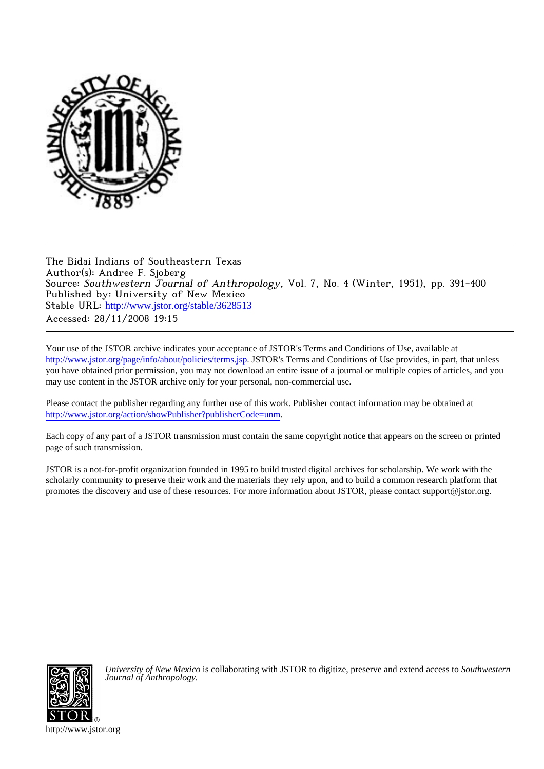The Bidai Indians of Southeastern Texas
Author(s): Andree F. Sjoberg
Source: *Southwestern Journal of Anthropology*, Vol. 7, No. 4 (Winter, 1951), pp. 391-400
Published by: University of New Mexico
Stable URL: http://www.jstor.org/stable/3628513
Accessed: 28/11/2008 19:15

Your use of the JSTOR archive indicates your acceptance of JSTOR's Terms and Conditions of Use, available at http://www.jstor.org/page/info/about/policies/terms.jsp. JSTOR's Terms and Conditions of Use provides, in part, that unless you have obtained prior permission, you may not download an entire issue of a journal or multiple copies of articles, and you may use content in the JSTOR archive only for your personal, non-commercial use.

Please contact the publisher regarding any further use of this work. Publisher contact information may be obtained at http://www.jstor.org/action/showPublisher?publisherCode=unm.

Each copy of any part of a JSTOR transmission must contain the same copyright notice that appears on the screen or printed page of such transmission.

JSTOR is a not-for-profit organization founded in 1995 to build trusted digital archives for scholarship. We work with the scholarly community to preserve their work and the materials they rely upon, and to build a common research platform that promotes the discovery and use of these resources. For more information about JSTOR, please contact support@jstor.org.

*University of New Mexico* is collaborating with JSTOR to digitize, preserve and extend access to *Southwestern Journal of Anthropology.*

http://www.jstor.org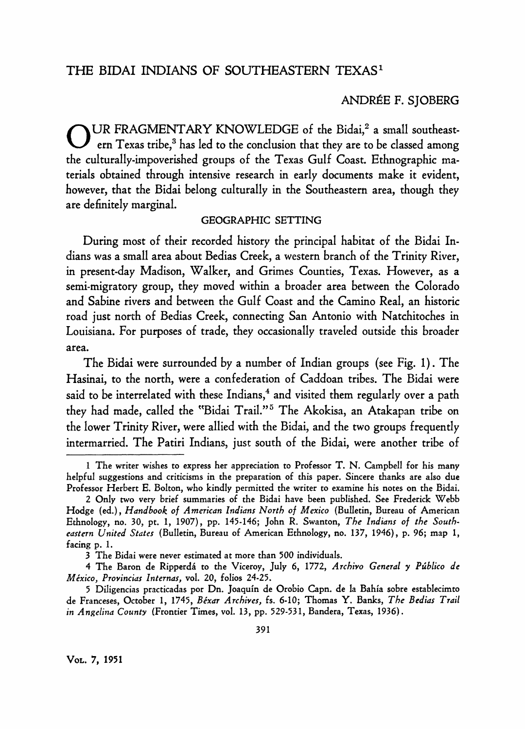# THE BIDAI INDIANS OF SOUTHEASTERN TEXAS[1]

ANDRÉE F. SJOBERG

OUR FRAGMENTARY KNOWLEDGE of the Bidai,[2] a small southeastern Texas tribe,[3] has led to the conclusion that they are to be classed among the culturally-impoverished groups of the Texas Gulf Coast. Ethnographic materials obtained through intensive research in early documents make it evident, however, that the Bidai belong culturally in the Southeastern area, though they are definitely marginal.

## GEOGRAPHIC SETTING

During most of their recorded history the principal habitat of the Bidai Indians was a small area about Bedias Creek, a western branch of the Trinity River, in present-day Madison, Walker, and Grimes Counties, Texas. However, as a semi-migratory group, they moved within a broader area between the Colorado and Sabine rivers and between the Gulf Coast and the Camino Real, an historic road just north of Bedias Creek, connecting San Antonio with Natchitoches in Louisiana. For purposes of trade, they occasionally traveled outside this broader area.

The Bidai were surrounded by a number of Indian groups (see Fig. 1). The Hasinai, to the north, were a confederation of Caddoan tribes. The Bidai were said to be interrelated with these Indians,[4] and visited them regularly over a path they had made, called the "Bidai Trail."[5] The Akokisa, an Atakapan tribe on the lower Trinity River, were allied with the Bidai, and the two groups frequently intermarried. The Patiri Indians, just south of the Bidai, were another tribe of

---

1 The writer wishes to express her appreciation to Professor T. N. Campbell for his many helpful suggestions and criticisms in the preparation of this paper. Sincere thanks are also due Professor Herbert E. Bolton, who kindly permitted the writer to examine his notes on the Bidai.

2 Only two very brief summaries of the Bidai have been published. See Frederick Webb Hodge (ed.), *Handbook of American Indians North of Mexico* (Bulletin, Bureau of American Ethnology, no. 30, pt. 1, 1907), pp. 145-146; John R. Swanton, *The Indians of the Southeastern United States* (Bulletin, Bureau of American Ethnology, no. 137, 1946), p. 96; map 1, facing p. 1.

3 The Bidai were never estimated at more than 500 individuals.

4 The Baron de Ripperdá to the Viceroy, July 6, 1772, *Archivo General y Público de México, Provincias Internas*, vol. 20, folios 24-25.

5 Diligencias practicadas por Dn. Joaquín de Orobio Capn. de la Bahía sobre establecimto de Franceses, October 1, 1745, *Béxar Archives*, fs. 6-10; Thomas Y. Banks, *The Bedias Trail in Angelina County* (Frontier Times, vol. 13, pp. 529-531, Bandera, Texas, 1936).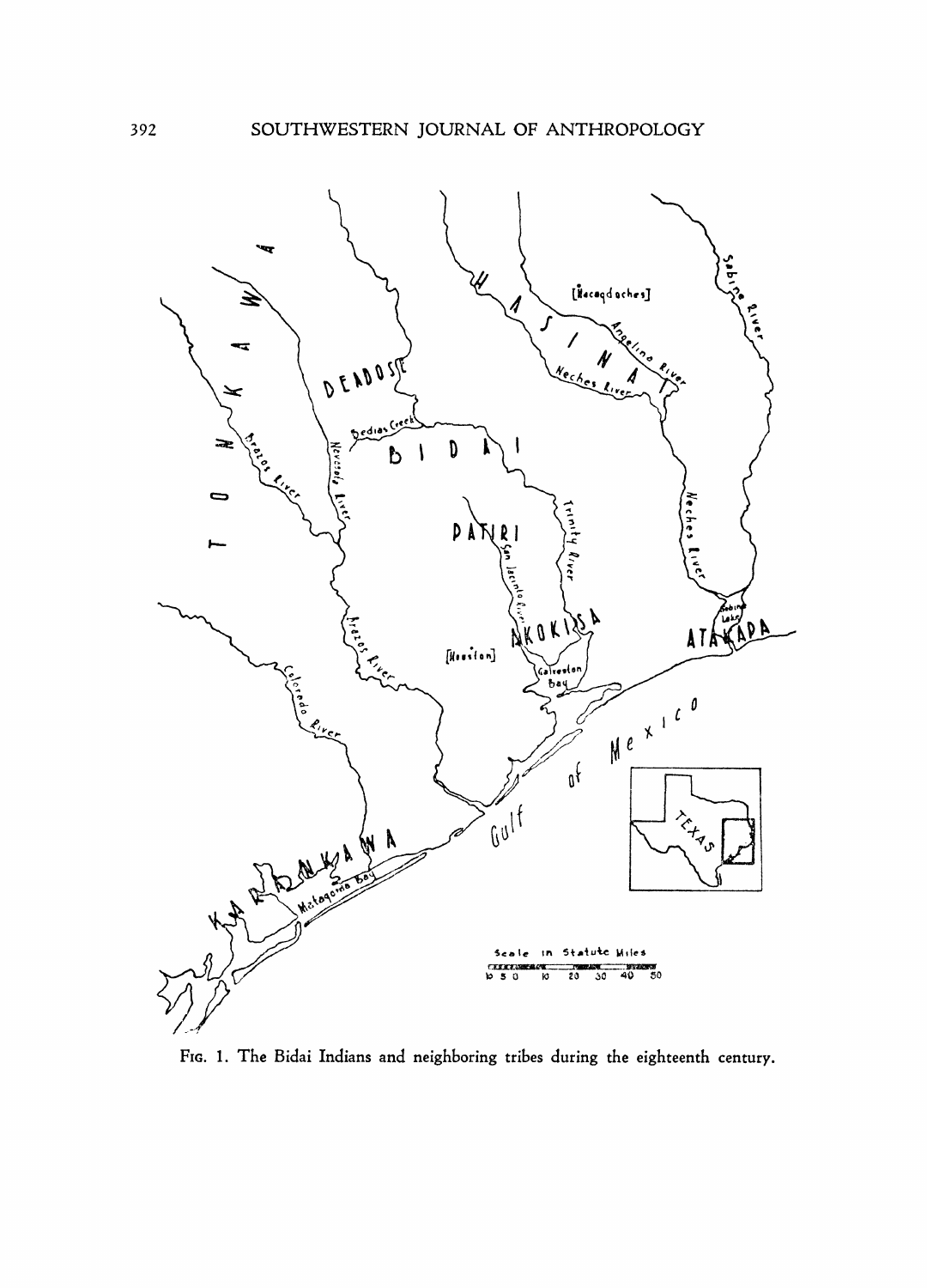FIG. 1. The Bidai Indians and neighboring tribes during the eighteenth century.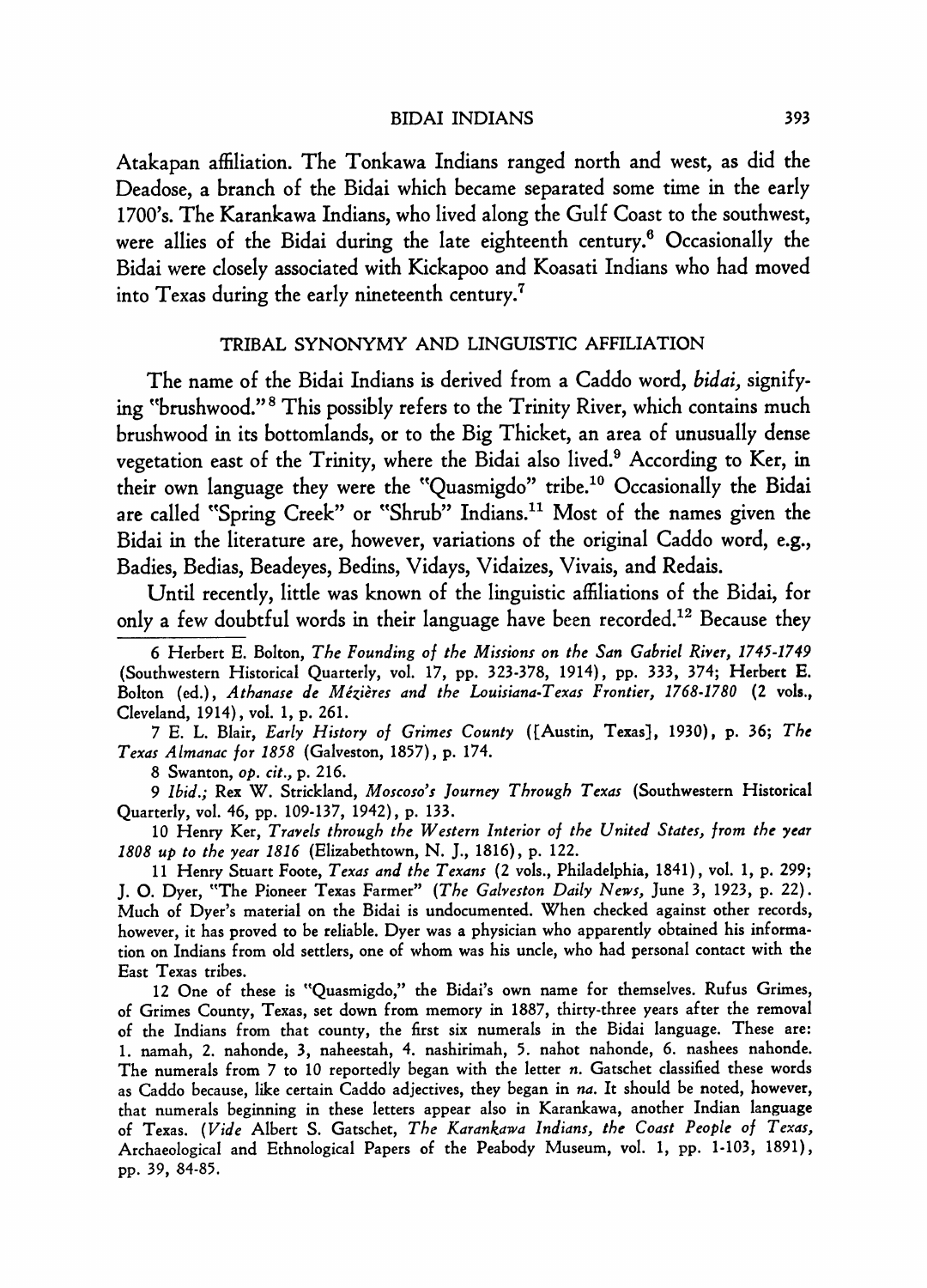Atakapan affiliation. The Tonkawa Indians ranged north and west, as did the Deadose, a branch of the Bidai which became separated some time in the early 1700's. The Karankawa Indians, who lived along the Gulf Coast to the southwest, were allies of the Bidai during the late eighteenth century.[6] Occasionally the Bidai were closely associated with Kickapoo and Koasati Indians who had moved into Texas during the early nineteenth century.[7]

## TRIBAL SYNONYMY AND LINGUISTIC AFFILIATION

The name of the Bidai Indians is derived from a Caddo word, *bidai*, signifying "brushwood."[8] This possibly refers to the Trinity River, which contains much brushwood in its bottomlands, or to the Big Thicket, an area of unusually dense vegetation east of the Trinity, where the Bidai also lived.[9] According to Ker, in their own language they were the "Quasmigdo" tribe.[10] Occasionally the Bidai are called "Spring Creek" or "Shrub" Indians.[11] Most of the names given the Bidai in the literature are, however, variations of the original Caddo word, e.g., Badies, Bedias, Beadeyes, Bedins, Vidays, Vidaizes, Vivais, and Redais.

Until recently, little was known of the linguistic affiliations of the Bidai, for only a few doubtful words in their language have been recorded.[12] Because they

---

6 Herbert E. Bolton, *The Founding of the Missions on the San Gabriel River, 1745-1749* (Southwestern Historical Quarterly, vol. 17, pp. 323-378, 1914), pp. 333, 374; Herbert E. Bolton (ed.), *Athanase de Mézières and the Louisiana-Texas Frontier, 1768-1780* (2 vols., Cleveland, 1914), vol. 1, p. 261.

7 E. L. Blair, *Early History of Grimes County* ([Austin, Texas], 1930), p. 36; *The Texas Almanac for 1858* (Galveston, 1857), p. 174.

8 Swanton, *op. cit.*, p. 216.

9 *Ibid.*; Rex W. Strickland, *Moscoso's Journey Through Texas* (Southwestern Historical Quarterly, vol. 46, pp. 109-137, 1942), p. 133.

10 Henry Ker, *Travels through the Western Interior of the United States, from the year 1808 up to the year 1816* (Elizabethtown, N. J., 1816), p. 122.

11 Henry Stuart Foote, *Texas and the Texans* (2 vols., Philadelphia, 1841), vol. 1, p. 299; J. O. Dyer, "The Pioneer Texas Farmer" (*The Galveston Daily News*, June 3, 1923, p. 22). Much of Dyer's material on the Bidai is undocumented. When checked against other records, however, it has proved to be reliable. Dyer was a physician who apparently obtained his information on Indians from old settlers, one of whom was his uncle, who had personal contact with the East Texas tribes.

12 One of these is "Quasmigdo," the Bidai's own name for themselves. Rufus Grimes, of Grimes County, Texas, set down from memory in 1887, thirty-three years after the removal of the Indians from that county, the first six numerals in the Bidai language. These are: 1. namah, 2. nahonde, 3, naheestah, 4. nashirimah, 5. nahot nahonde, 6. nashees nahonde. The numerals from 7 to 10 reportedly began with the letter *n*. Gatschet classified these words as Caddo because, like certain Caddo adjectives, they began in *na*. It should be noted, however, that numerals beginning in these letters appear also in Karankawa, another Indian language of Texas. (*Vide* Albert S. Gatschet, *The Karankawa Indians, the Coast People of Texas*, Archaeological and Ethnological Papers of the Peabody Museum, vol. 1, pp. 1-103, 1891), pp. 39, 84-85.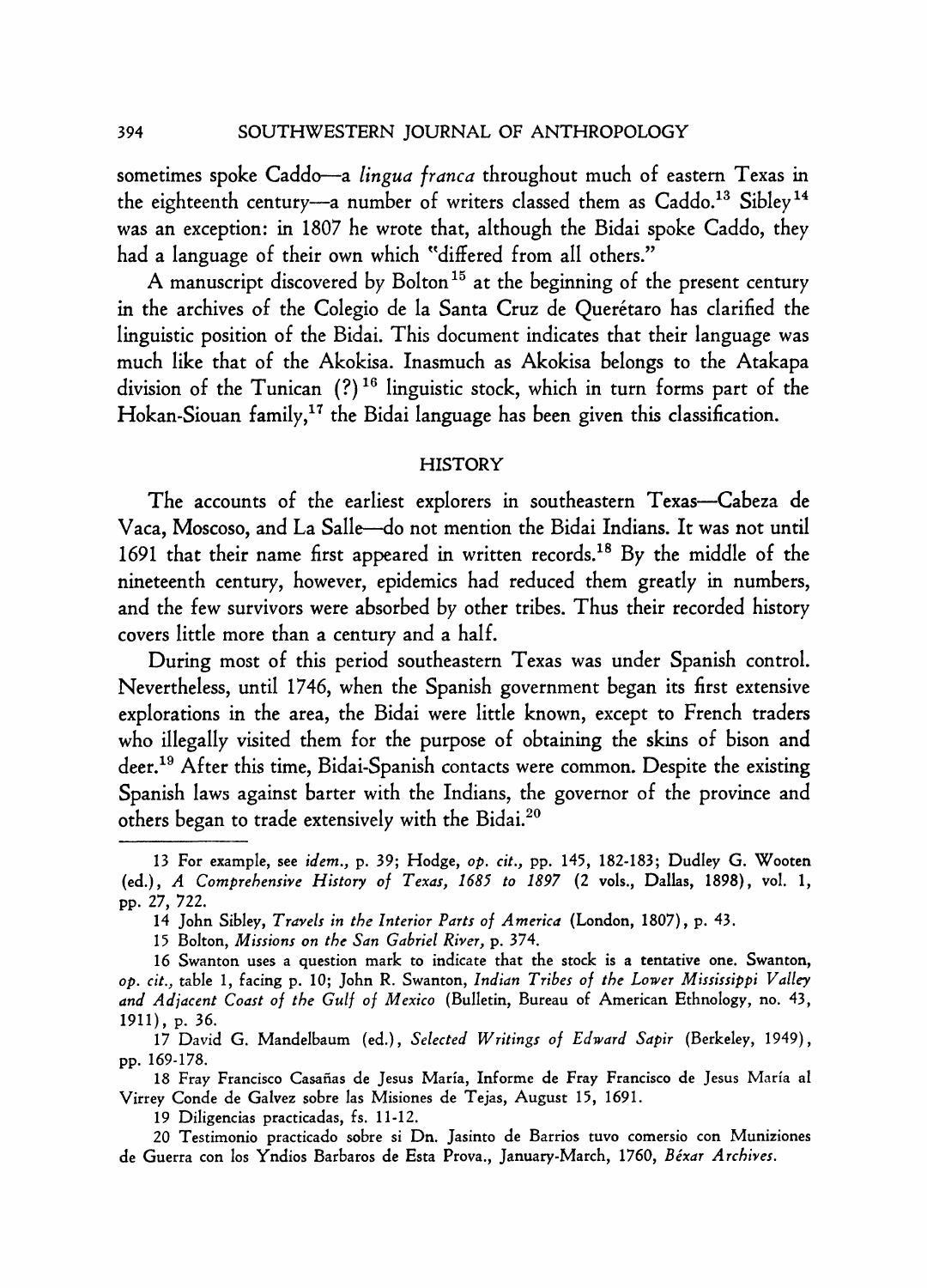sometimes spoke Caddo—a *lingua franca* throughout much of eastern Texas in the eighteenth century—a number of writers classed them as Caddo.[13] Sibley[14] was an exception: in 1807 he wrote that, although the Bidai spoke Caddo, they had a language of their own which "differed from all others."

A manuscript discovered by Bolton[15] at the beginning of the present century in the archives of the Colegio de la Santa Cruz de Querétaro has clarified the linguistic position of the Bidai. This document indicates that their language was much like that of the Akokisa. Inasmuch as Akokisa belongs to the Atakapa division of the Tunican (?)[16] linguistic stock, which in turn forms part of the Hokan-Siouan family,[17] the Bidai language has been given this classification.

## HISTORY

The accounts of the earliest explorers in southeastern Texas—Cabeza de Vaca, Moscoso, and La Salle—do not mention the Bidai Indians. It was not until 1691 that their name first appeared in written records.[18] By the middle of the nineteenth century, however, epidemics had reduced them greatly in numbers, and the few survivors were absorbed by other tribes. Thus their recorded history covers little more than a century and a half.

During most of this period southeastern Texas was under Spanish control. Nevertheless, until 1746, when the Spanish government began its first extensive explorations in the area, the Bidai were little known, except to French traders who illegally visited them for the purpose of obtaining the skins of bison and deer.[19] After this time, Bidai-Spanish contacts were common. Despite the existing Spanish laws against barter with the Indians, the governor of the province and others began to trade extensively with the Bidai.[20]

---

13 For example, see *idem.*, p. 39; Hodge, *op. cit.*, pp. 145, 182-183; Dudley G. Wooten (ed.), *A Comprehensive History of Texas, 1685 to 1897* (2 vols., Dallas, 1898), vol. 1, pp. 27, 722.

14 John Sibley, *Travels in the Interior Parts of America* (London, 1807), p. 43.

15 Bolton, *Missions on the San Gabriel River*, p. 374.

16 Swanton uses a question mark to indicate that the stock is a tentative one. Swanton, *op. cit.*, table 1, facing p. 10; John R. Swanton, *Indian Tribes of the Lower Mississippi Valley and Adjacent Coast of the Gulf of Mexico* (Bulletin, Bureau of American Ethnology, no. 43, 1911), p. 36.

17 David G. Mandelbaum (ed.), *Selected Writings of Edward Sapir* (Berkeley, 1949), pp. 169-178.

18 Fray Francisco Casañas de Jesus María, Informe de Fray Francisco de Jesus María al Virrey Conde de Galvez sobre las Misiones de Tejas, August 15, 1691.

19 Diligencias practicadas, fs. 11-12.

20 Testimonio practicado sobre si Dn. Jasinto de Barrios tuvo comersio con Muniziones de Guerra con los Yndios Barbaros de Esta Prova., January-March, 1760, *Béxar Archives*.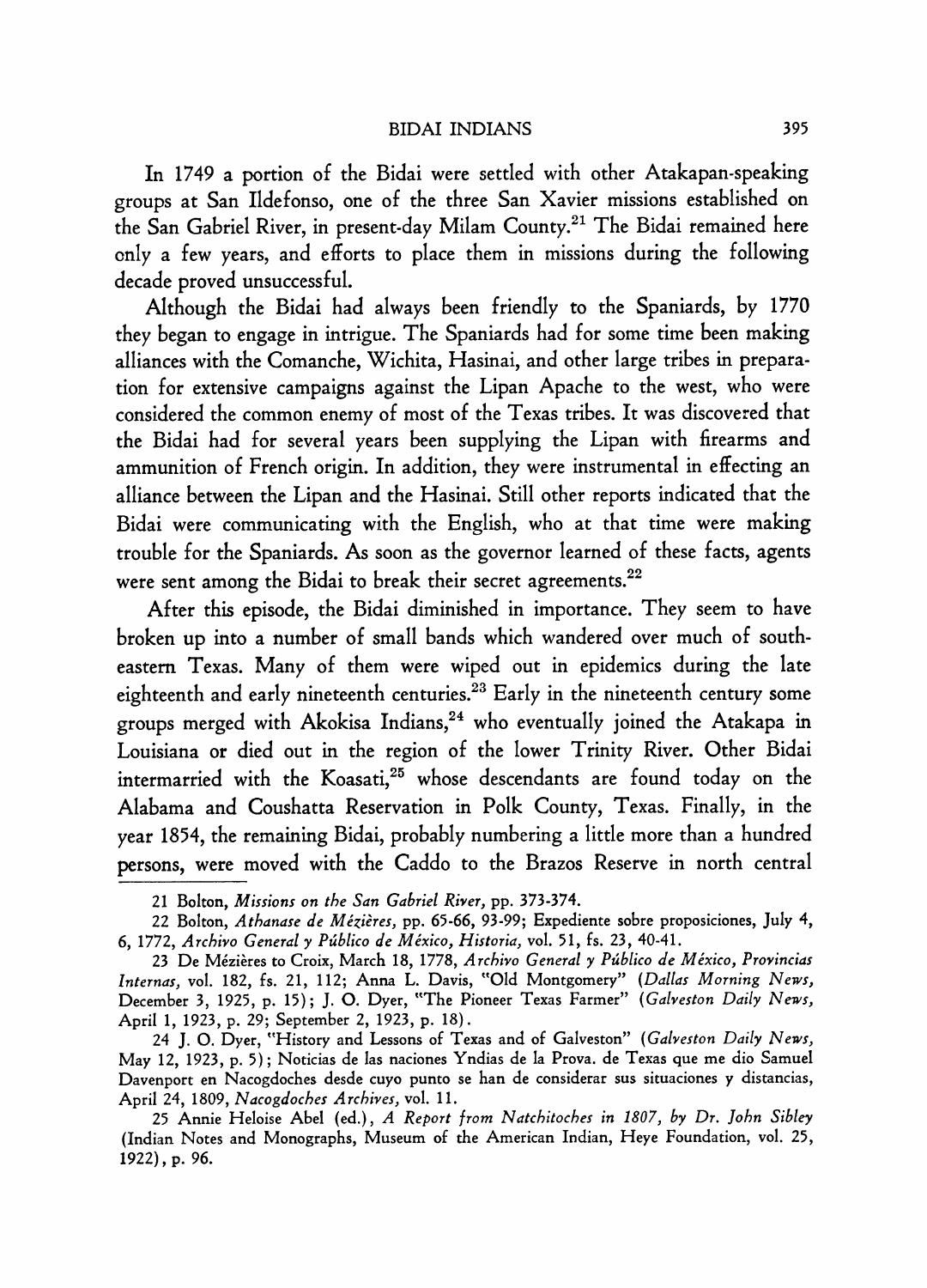In 1749 a portion of the Bidai were settled with other Atakapan-speaking groups at San Ildefonso, one of the three San Xavier missions established on the San Gabriel River, in present-day Milam County.[21] The Bidai remained here only a few years, and efforts to place them in missions during the following decade proved unsuccessful.

Although the Bidai had always been friendly to the Spaniards, by 1770 they began to engage in intrigue. The Spaniards had for some time been making alliances with the Comanche, Wichita, Hasinai, and other large tribes in preparation for extensive campaigns against the Lipan Apache to the west, who were considered the common enemy of most of the Texas tribes. It was discovered that the Bidai had for several years been supplying the Lipan with firearms and ammunition of French origin. In addition, they were instrumental in effecting an alliance between the Lipan and the Hasinai. Still other reports indicated that the Bidai were communicating with the English, who at that time were making trouble for the Spaniards. As soon as the governor learned of these facts, agents were sent among the Bidai to break their secret agreements.[22]

After this episode, the Bidai diminished in importance. They seem to have broken up into a number of small bands which wandered over much of southeastern Texas. Many of them were wiped out in epidemics during the late eighteenth and early nineteenth centuries.[23] Early in the nineteenth century some groups merged with Akokisa Indians,[24] who eventually joined the Atakapa in Louisiana or died out in the region of the lower Trinity River. Other Bidai intermarried with the Koasati,[25] whose descendants are found today on the Alabama and Coushatta Reservation in Polk County, Texas. Finally, in the year 1854, the remaining Bidai, probably numbering a little more than a hundred persons, were moved with the Caddo to the Brazos Reserve in north central

---

21 Bolton, *Missions on the San Gabriel River*, pp. 373-374.

22 Bolton, *Athanase de Mézières*, pp. 65-66, 93-99; Expediente sobre proposiciones, July 4, 6, 1772, *Archivo General y Público de México, Historia*, vol. 51, fs. 23, 40-41.

23 De Mézières to Croix, March 18, 1778, *Archivo General y Público de México, Provincias Internas*, vol. 182, fs. 21, 112; Anna L. Davis, "Old Montgomery" (*Dallas Morning News*, December 3, 1925, p. 15); J. O. Dyer, "The Pioneer Texas Farmer" (*Galveston Daily News*, April 1, 1923, p. 29; September 2, 1923, p. 18).

24 J. O. Dyer, "History and Lessons of Texas and of Galveston" (*Galveston Daily News*, May 12, 1923, p. 5); Noticias de las naciones Yndias de la Prova. de Texas que me dio Samuel Davenport en Nacogdoches desde cuyo punto se han de considerar sus situaciones y distancias, April 24, 1809, *Nacogdoches Archives*, vol. 11.

25 Annie Heloise Abel (ed.), *A Report from Natchitoches in 1807, by Dr. John Sibley* (Indian Notes and Monographs, Museum of the American Indian, Heye Foundation, vol. 25, 1922), p. 96.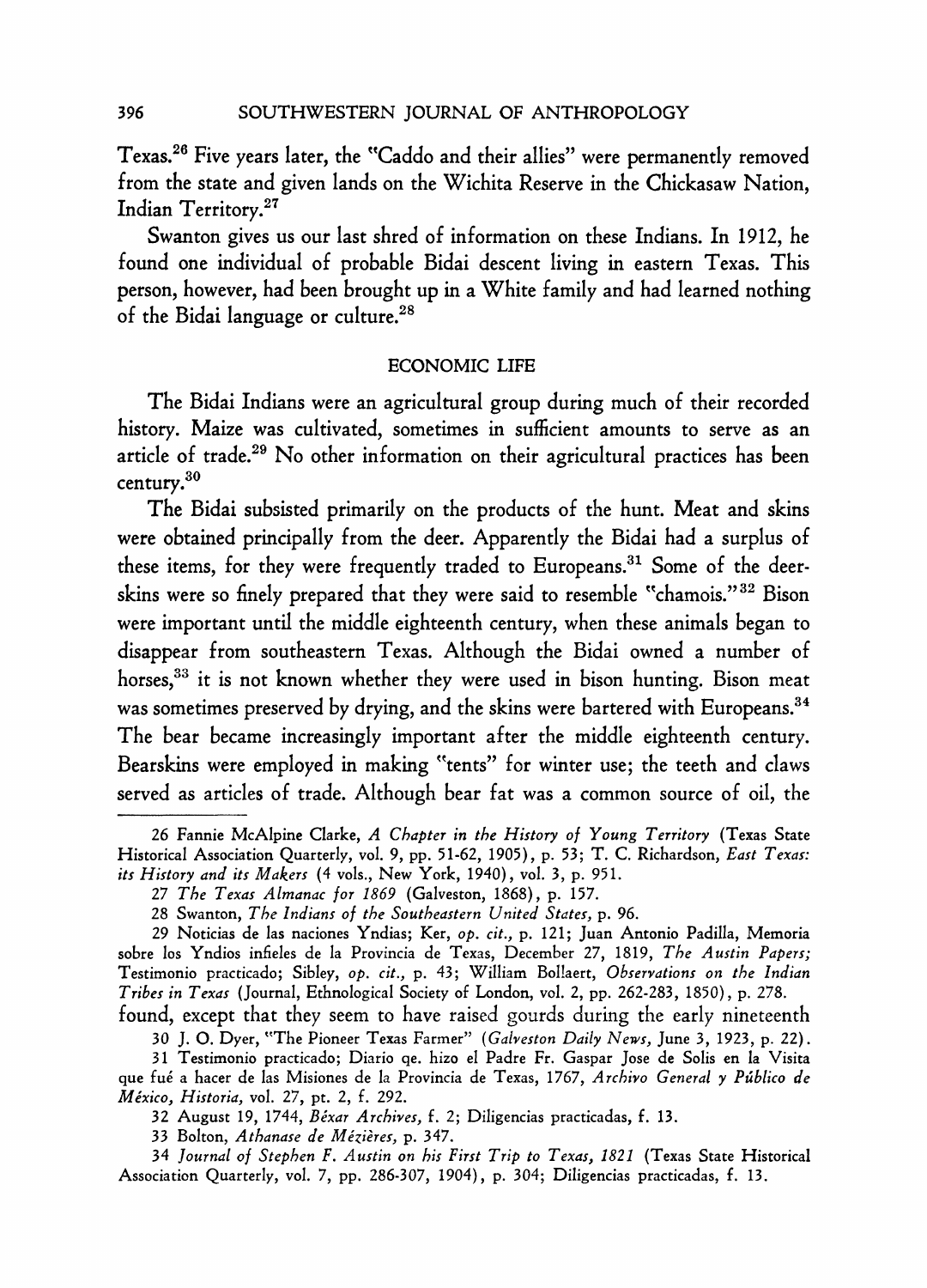Texas.[26] Five years later, the "Caddo and their allies" were permanently removed from the state and given lands on the Wichita Reserve in the Chickasaw Nation, Indian Territory.[27]

Swanton gives us our last shred of information on these Indians. In 1912, he found one individual of probable Bidai descent living in eastern Texas. This person, however, had been brought up in a White family and had learned nothing of the Bidai language or culture.[28]

## ECONOMIC LIFE

The Bidai Indians were an agricultural group during much of their recorded history. Maize was cultivated, sometimes in sufficient amounts to serve as an article of trade.[29] No other information on their agricultural practices has been found, except that they seem to have raised gourds during the early nineteenth century.[30]

The Bidai subsisted primarily on the products of the hunt. Meat and skins were obtained principally from the deer. Apparently the Bidai had a surplus of these items, for they were frequently traded to Europeans.[31] Some of the deerskins were so finely prepared that they were said to resemble "chamois."[32] Bison were important until the middle eighteenth century, when these animals began to disappear from southeastern Texas. Although the Bidai owned a number of horses,[33] it is not known whether they were used in bison hunting. Bison meat was sometimes preserved by drying, and the skins were bartered with Europeans.[34] The bear became increasingly important after the middle eighteenth century. Bearskins were employed in making "tents" for winter use; the teeth and claws served as articles of trade. Although bear fat was a common source of oil, the

---

26 Fannie McAlpine Clarke, *A Chapter in the History of Young Territory* (Texas State Historical Association Quarterly, vol. 9, pp. 51-62, 1905), p. 53; T. C. Richardson, *East Texas: its History and its Makers* (4 vols., New York, 1940), vol. 3, p. 951.

27 *The Texas Almanac for 1869* (Galveston, 1868), p. 157.

28 Swanton, *The Indians of the Southeastern United States*, p. 96.

29 Noticias de las naciones Yndias; Ker, *op. cit.*, p. 121; Juan Antonio Padilla, Memoria sobre los Yndios infieles de la Provincia de Texas, December 27, 1819, *The Austin Papers;* Testimonio practicado; Sibley, *op. cit.*, p. 43; William Bollaert, *Observations on the Indian Tribes in Texas* (Journal, Ethnological Society of London, vol. 2, pp. 262-283, 1850), p. 278.

30 J. O. Dyer, "The Pioneer Texas Farmer" (*Galveston Daily News*, June 3, 1923, p. 22).

31 Testimonio practicado; Diario qe. hizo el Padre Fr. Gaspar Jose de Solis en la Visita que fué a hacer de las Misiones de la Provincia de Texas, 1767, *Archivo General y Público de México, Historia*, vol. 27, pt. 2, f. 292.

32 August 19, 1744, *Béxar Archives*, f. 2; Diligencias practicadas, f. 13.

33 Bolton, *Athanase de Mézières*, p. 347.

34 *Journal of Stephen F. Austin on his First Trip to Texas, 1821* (Texas State Historical Association Quarterly, vol. 7, pp. 286-307, 1904), p. 304; Diligencias practicadas, f. 13.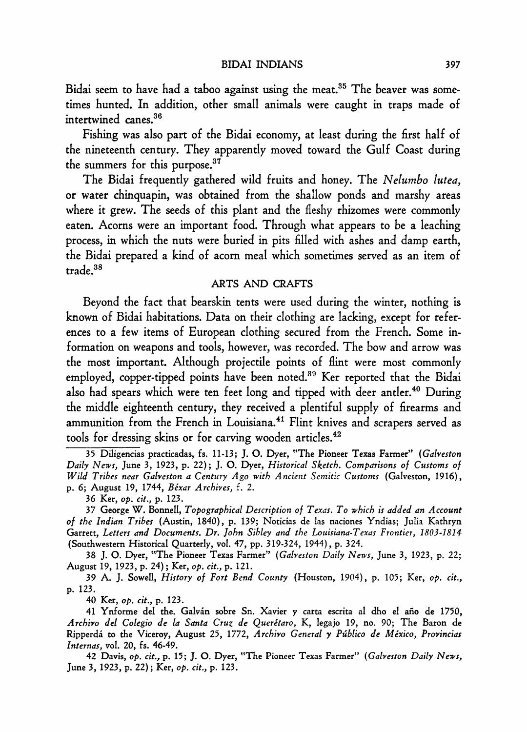Bidai seem to have had a taboo against using the meat.[35] The beaver was sometimes hunted. In addition, other small animals were caught in traps made of intertwined canes.[36]

Fishing was also part of the Bidai economy, at least during the first half of the nineteenth century. They apparently moved toward the Gulf Coast during the summers for this purpose.[37]

The Bidai frequently gathered wild fruits and honey. The *Nelumbo lutea*, or water chinquapin, was obtained from the shallow ponds and marshy areas where it grew. The seeds of this plant and the fleshy rhizomes were commonly eaten. Acorns were an important food. Through what appears to be a leaching process, in which the nuts were buried in pits filled with ashes and damp earth, the Bidai prepared a kind of acorn meal which sometimes served as an item of trade.[38]

## ARTS AND CRAFTS

Beyond the fact that bearskin tents were used during the winter, nothing is known of Bidai habitations. Data on their clothing are lacking, except for references to a few items of European clothing secured from the French. Some information on weapons and tools, however, was recorded. The bow and arrow was the most important. Although projectile points of flint were most commonly employed, copper-tipped points have been noted.[39] Ker reported that the Bidai also had spears which were ten feet long and tipped with deer antler.[40] During the middle eighteenth century, they received a plentiful supply of firearms and ammunition from the French in Louisiana.[41] Flint knives and scrapers served as tools for dressing skins or for carving wooden articles.[42]

---

35 Diligencias practicadas, fs. 11-13; J. O. Dyer, "The Pioneer Texas Farmer" (*Galveston Daily News*, June 3, 1923, p. 22); J. O. Dyer, *Historical Sketch. Comparisons of Customs of Wild Tribes near Galveston a Century Ago with Ancient Semitic Customs* (Galveston, 1916), p. 6; August 19, 1744, *Béxar Archives*, f. 2.

36 Ker, *op. cit.*, p. 123.

37 George W. Bonnell, *Topographical Description of Texas. To which is added an Account of the Indian Tribes* (Austin, 1840), p. 139; Noticias de las naciones Yndias; Julia Kathryn Garrett, *Letters and Documents. Dr. John Sibley and the Louisiana-Texas Frontier, 1803-1814* (Southwestern Historical Quarterly, vol. 47, pp. 319-324, 1944), p. 324.

38 J. O. Dyer, "The Pioneer Texas Farmer" (*Galveston Daily News*, June 3, 1923, p. 22; August 19, 1923, p. 24); Ker, *op. cit.*, p. 121.

39 A. J. Sowell, *History of Fort Bend County* (Houston, 1904), p. 105; Ker, *op. cit.*, p. 123.

40 Ker, *op. cit.*, p. 123.

41 Ynforme del the. Galván sobre Sn. Xavier y carta escrita al dho el año de 1750, *Archivo del Colegio de la Santa Cruz de Querétaro*, K, legajo 19, no. 90; The Baron de Ripperdá to the Viceroy, August 25, 1772, *Archivo General y Público de México, Provincias Internas*, vol. 20, fs. 46-49.

42 Davis, *op. cit.*, p. 15; J. O. Dyer, "The Pioneer Texas Farmer" (*Galveston Daily News*, June 3, 1923, p. 22); Ker, *op. cit.*, p. 123.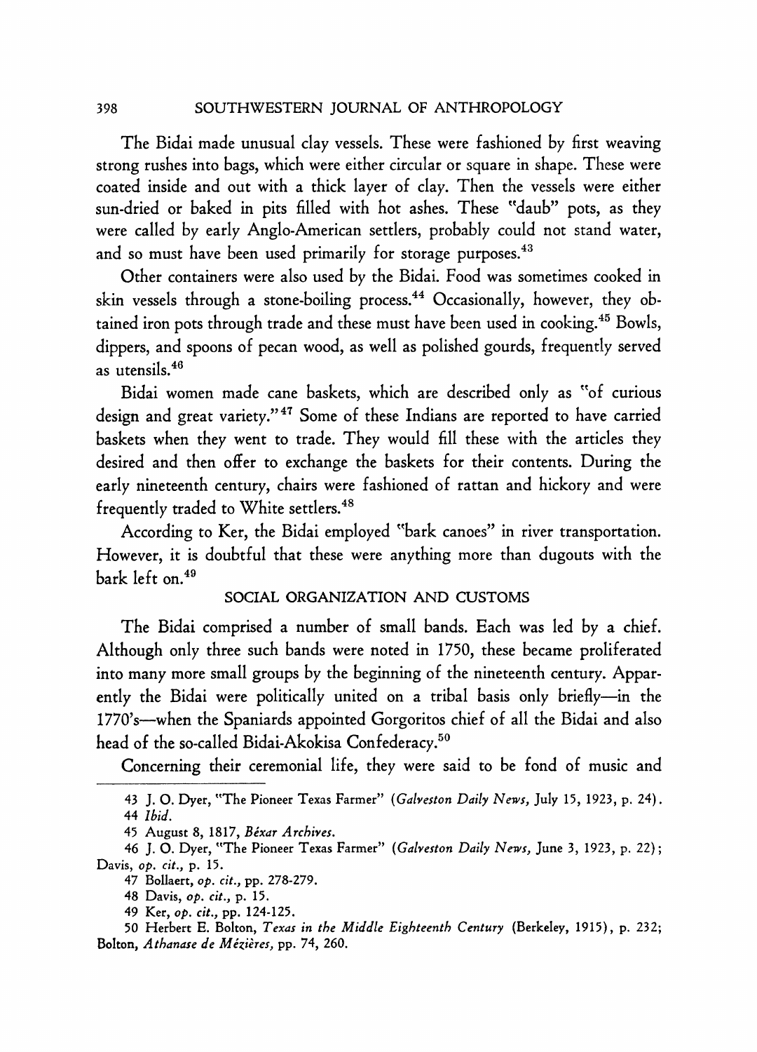The Bidai made unusual clay vessels. These were fashioned by first weaving strong rushes into bags, which were either circular or square in shape. These were coated inside and out with a thick layer of clay. Then the vessels were either sun-dried or baked in pits filled with hot ashes. These "daub" pots, as they were called by early Anglo-American settlers, probably could not stand water, and so must have been used primarily for storage purposes.[43]

Other containers were also used by the Bidai. Food was sometimes cooked in skin vessels through a stone-boiling process.[44] Occasionally, however, they obtained iron pots through trade and these must have been used in cooking.[45] Bowls, dippers, and spoons of pecan wood, as well as polished gourds, frequently served as utensils.[46]

Bidai women made cane baskets, which are described only as "of curious design and great variety."[47] Some of these Indians are reported to have carried baskets when they went to trade. They would fill these with the articles they desired and then offer to exchange the baskets for their contents. During the early nineteenth century, chairs were fashioned of rattan and hickory and were frequently traded to White settlers.[48]

According to Ker, the Bidai employed "bark canoes" in river transportation. However, it is doubtful that these were anything more than dugouts with the bark left on.[49]

## SOCIAL ORGANIZATION AND CUSTOMS

The Bidai comprised a number of small bands. Each was led by a chief. Although only three such bands were noted in 1750, these became proliferated into many more small groups by the beginning of the nineteenth century. Apparently the Bidai were politically united on a tribal basis only briefly—in the 1770's—when the Spaniards appointed Gorgoritos chief of all the Bidai and also head of the so-called Bidai-Akokisa Confederacy.[50]

Concerning their ceremonial life, they were said to be fond of music and

---

43 J. O. Dyer, "The Pioneer Texas Farmer" (*Galveston Daily News*, July 15, 1923, p. 24).

44 *Ibid.*

45 August 8, 1817, *Béxar Archives*.

46 J. O. Dyer, "The Pioneer Texas Farmer" (*Galveston Daily News*, June 3, 1923, p. 22); Davis, *op. cit.*, p. 15.

47 Bollaert, *op. cit.*, pp. 278-279.

48 Davis, *op. cit.*, p. 15.

49 Ker, *op. cit.*, pp. 124-125.

50 Herbert E. Bolton, *Texas in the Middle Eighteenth Century* (Berkeley, 1915), p. 232; Bolton, *Athanase de Mézières*, pp. 74, 260.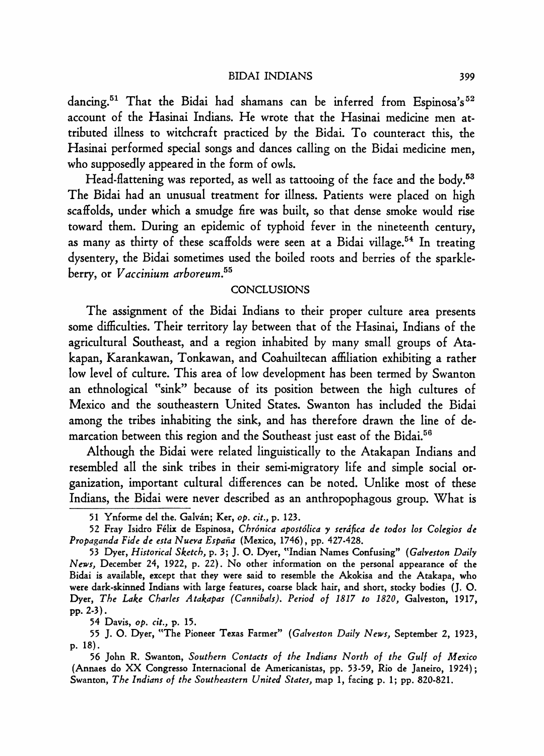dancing.[51] That the Bidai had shamans can be inferred from Espinosa's[52] account of the Hasinai Indians. He wrote that the Hasinai medicine men attributed illness to witchcraft practiced by the Bidai. To counteract this, the Hasinai performed special songs and dances calling on the Bidai medicine men, who supposedly appeared in the form of owls.

Head-flattening was reported, as well as tattooing of the face and the body.[53] The Bidai had an unusual treatment for illness. Patients were placed on high scaffolds, under which a smudge fire was built, so that dense smoke would rise toward them. During an epidemic of typhoid fever in the nineteenth century, as many as thirty of these scaffolds were seen at a Bidai village.[54] In treating dysentery, the Bidai sometimes used the boiled roots and berries of the sparkleberry, or *Vaccinium arboreum*.[55]

## CONCLUSIONS

The assignment of the Bidai Indians to their proper culture area presents some difficulties. Their territory lay between that of the Hasinai, Indians of the agricultural Southeast, and a region inhabited by many small groups of Atakapan, Karankawan, Tonkawan, and Coahuiltecan affiliation exhibiting a rather low level of culture. This area of low development has been termed by Swanton an ethnological "sink" because of its position between the high cultures of Mexico and the southeastern United States. Swanton has included the Bidai among the tribes inhabiting the sink, and has therefore drawn the line of demarcation between this region and the Southeast just east of the Bidai.[56]

Although the Bidai were related linguistically to the Atakapan Indians and resembled all the sink tribes in their semi-migratory life and simple social organization, important cultural differences can be noted. Unlike most of these Indians, the Bidai were never described as an anthropophagous group. What is

---

51 Ynforme del the. Galván; Ker, *op. cit.*, p. 123.

52 Fray Isidro Félix de Espinosa, *Chrónica apostólica y seráfica de todos los Colegios de Propaganda Fide de esta Nueva España* (Mexico, 1746), pp. 427-428.

53 Dyer, *Historical Sketch*, p. 3; J. O. Dyer, "Indian Names Confusing" (*Galveston Daily News*, December 24, 1922, p. 22). No other information on the personal appearance of the Bidai is available, except that they were said to resemble the Akokisa and the Atakapa, who were dark-skinned Indians with large features, coarse black hair, and short, stocky bodies (J. O. Dyer, *The Lake Charles Atakapas (Cannibals). Period of 1817 to 1820*, Galveston, 1917, pp. 2-3).

54 Davis, *op. cit.*, p. 15.

55 J. O. Dyer, "The Pioneer Texas Farmer" (*Galveston Daily News*, September 2, 1923, p. 18).

56 John R. Swanton, *Southern Contacts of the Indians North of the Gulf of Mexico* (Annaes do XX Congresso Internacional de Americanistas, pp. 53-59, Rio de Janeiro, 1924); Swanton, *The Indians of the Southeastern United States*, map 1, facing p. 1; pp. 820-821.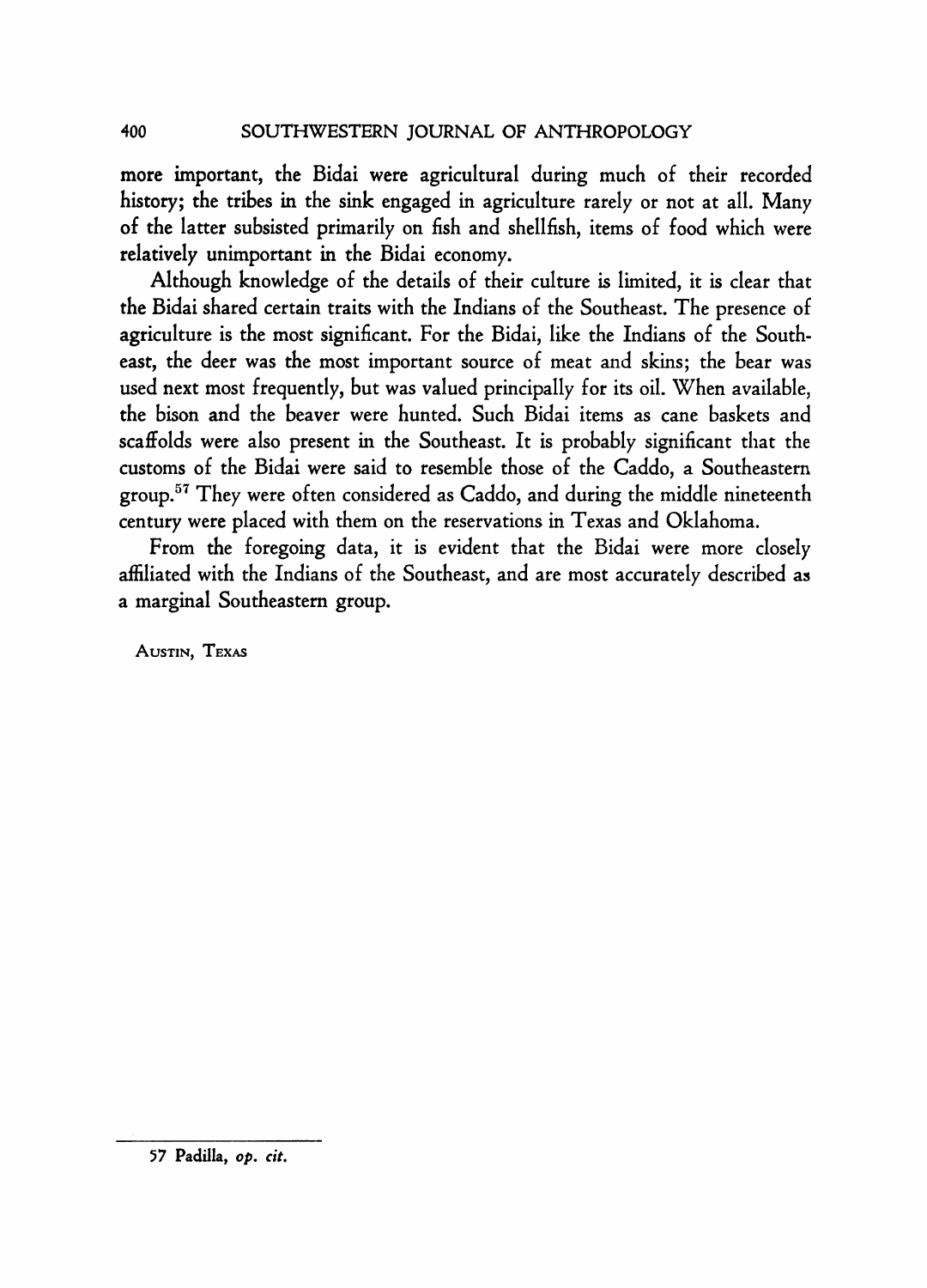more important, the Bidai were agricultural during much of their recorded history; the tribes in the sink engaged in agriculture rarely or not at all. Many of the latter subsisted primarily on fish and shellfish, items of food which were relatively unimportant in the Bidai economy.

Although knowledge of the details of their culture is limited, it is clear that the Bidai shared certain traits with the Indians of the Southeast. The presence of agriculture is the most significant. For the Bidai, like the Indians of the Southeast, the deer was the most important source of meat and skins; the bear was used next most frequently, but was valued principally for its oil. When available, the bison and the beaver were hunted. Such Bidai items as cane baskets and scaffolds were also present in the Southeast. It is probably significant that the customs of the Bidai were said to resemble those of the Caddo, a Southeastern group.[57] They were often considered as Caddo, and during the middle nineteenth century were placed with them on the reservations in Texas and Oklahoma.

From the foregoing data, it is evident that the Bidai were more closely affiliated with the Indians of the Southeast, and are most accurately described as a marginal Southeastern group.

Austin, Texas

---

57 Padilla, *op. cit.*